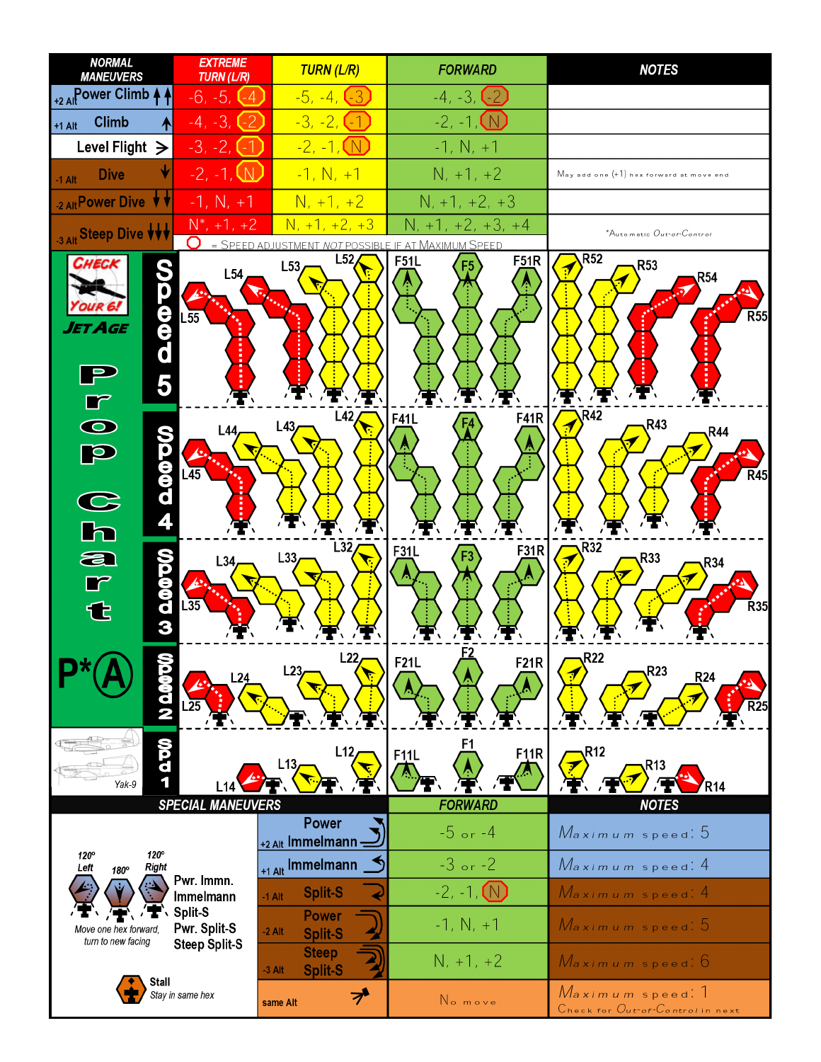| NORMAL MANEUVERS | EXTREME TURN (L/R) | TURN (L/R) | FORWARD | NOTES |
|---|---|---|---|---|
| +2 Alt Power Climb | -6, -5, (-4) | -5, -4, (-3) | -4, -3, (-2) | |
| +1 Alt Climb | -4, -3, (-2) | -3, -2, (-1) | -2, -1, (N) | |
| Level Flight | -3, -2, (-1) | -2, -1, (N) | -1, N, +1 | |
| -1 Alt Dive | -2, -1, (N) | -1, N, +1 | N, +1, +2 | May add one (+1) hex forward at move end |
| -2 Alt Power Dive | -1, N, +1 | N, +1, +2 | N, +1, +2, +3 | |
| -3 Alt Steep Dive | N*, +1, +2 | N, +1, +2, +3 | N, +1, +2, +3, +4 | *Automatic Out-of-Control |

○ = SPEED ADJUSTMENT *NOT* POSSIBLE IF AT MAXIMUM SPEED

CHECK YOUR 6! JET AGE

# Prop Chart

P*(A)

Yak-9

Speed 5: L55, L54, L53, L52, F51L, F5, F51R, R52, R53, R54, R55

Speed 4: L45, L44, L43, L42, F41L, F4, F41R, R42, R43, R44, R45

Speed 3: L35, L34, L33, L32, F31L, F3, F31R, R32, R33, R34, R35

Speed 2: L25, L24, L23, L22, F21L, F2, F21R, R22, R23, R24, R25

Spd 1: L14, L13, L12, F11L, F1, F11R, R12, R13, R14

| SPECIAL MANEUVERS | FORWARD | NOTES |
|---|---|---|
| +2 Alt Power Immelmann | -5 or -4 | Maximum speed: 5 |
| +1 Alt Immelmann | -3 or -2 | Maximum speed: 4 |
| -1 Alt Split-S | -2, -1, (N) | Maximum speed: 4 |
| -2 Alt Power Split-S | -1, N, +1 | Maximum speed: 5 |
| -3 Alt Steep Split-S | N, +1, +2 | Maximum speed: 6 |
| same Alt | No move | Maximum speed: 1<br>Check for Out-of-Control in next |

120° Left, 180°, 120° Right — Pwr. Immn., Immelmann, Split-S, Pwr. Split-S, Steep Split-S

Move one hex forward, turn to new facing

Stall — Stay in same hex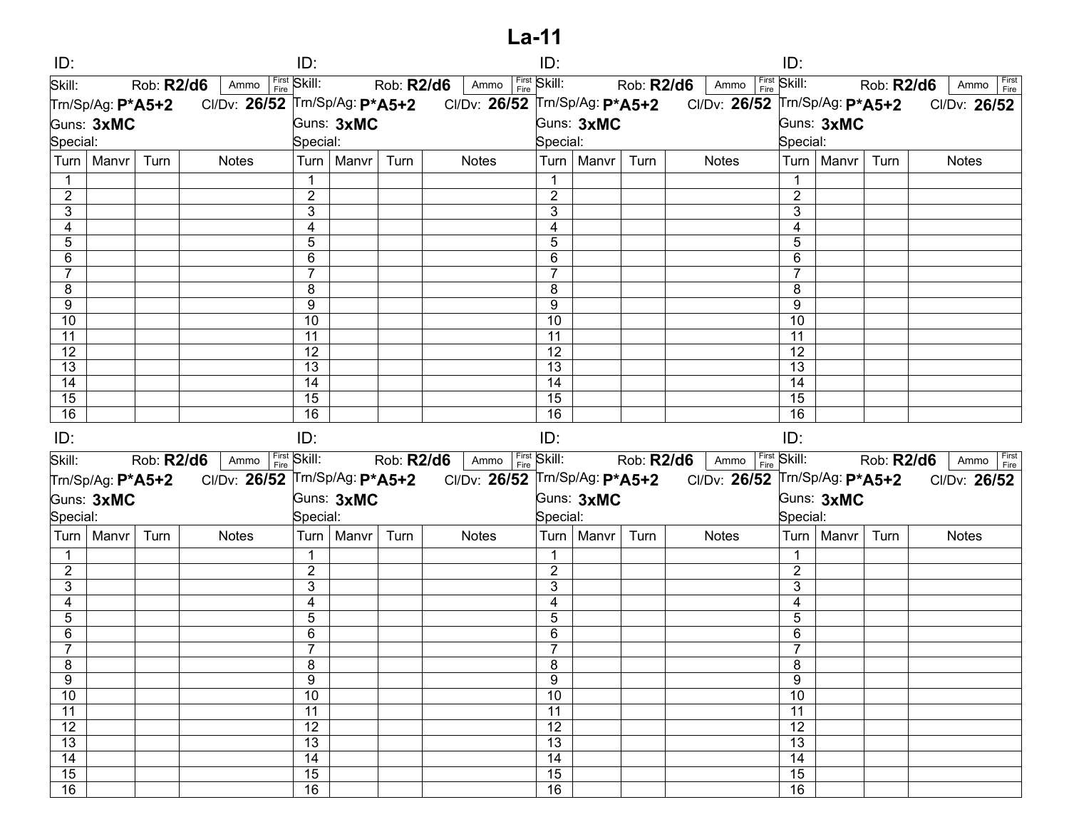# La-11

ID:

| Skill: | Rob: **R2/d6** | Ammo | First Fire |
|---|---|---|---|
| Trn/Sp/Ag: **P*A5+2** | Cl/Dv: **26/52** | | |
| Guns: **3xMC** | | | |
| Special: | | | |

| Turn | Manvr | Turn | Notes |
|---|---|---|---|
| 1 | | | |
| 2 | | | |
| 3 | | | |
| 4 | | | |
| 5 | | | |
| 6 | | | |
| 7 | | | |
| 8 | | | |
| 9 | | | |
| 10 | | | |
| 11 | | | |
| 12 | | | |
| 13 | | | |
| 14 | | | |
| 15 | | | |
| 16 | | | |

ID:

| Skill: | Rob: **R2/d6** | Ammo | First Fire |
|---|---|---|---|
| Trn/Sp/Ag: **P*A5+2** | Cl/Dv: **26/52** | | |
| Guns: **3xMC** | | | |
| Special: | | | |

| Turn | Manvr | Turn | Notes |
|---|---|---|---|
| 1 | | | |
| 2 | | | |
| 3 | | | |
| 4 | | | |
| 5 | | | |
| 6 | | | |
| 7 | | | |
| 8 | | | |
| 9 | | | |
| 10 | | | |
| 11 | | | |
| 12 | | | |
| 13 | | | |
| 14 | | | |
| 15 | | | |
| 16 | | | |

ID:

| Skill: | Rob: **R2/d6** | Ammo | First Fire |
|---|---|---|---|
| Trn/Sp/Ag: **P*A5+2** | Cl/Dv: **26/52** | | |
| Guns: **3xMC** | | | |
| Special: | | | |

| Turn | Manvr | Turn | Notes |
|---|---|---|---|
| 1 | | | |
| 2 | | | |
| 3 | | | |
| 4 | | | |
| 5 | | | |
| 6 | | | |
| 7 | | | |
| 8 | | | |
| 9 | | | |
| 10 | | | |
| 11 | | | |
| 12 | | | |
| 13 | | | |
| 14 | | | |
| 15 | | | |
| 16 | | | |

ID:

| Skill: | Rob: **R2/d6** | Ammo | First Fire |
|---|---|---|---|
| Trn/Sp/Ag: **P*A5+2** | Cl/Dv: **26/52** | | |
| Guns: **3xMC** | | | |
| Special: | | | |

| Turn | Manvr | Turn | Notes |
|---|---|---|---|
| 1 | | | |
| 2 | | | |
| 3 | | | |
| 4 | | | |
| 5 | | | |
| 6 | | | |
| 7 | | | |
| 8 | | | |
| 9 | | | |
| 10 | | | |
| 11 | | | |
| 12 | | | |
| 13 | | | |
| 14 | | | |
| 15 | | | |
| 16 | | | |

ID:

| Skill: | Rob: **R2/d6** | Ammo | First Fire |
|---|---|---|---|
| Trn/Sp/Ag: **P*A5+2** | Cl/Dv: **26/52** | | |
| Guns: **3xMC** | | | |
| Special: | | | |

| Turn | Manvr | Turn | Notes |
|---|---|---|---|
| 1 | | | |
| 2 | | | |
| 3 | | | |
| 4 | | | |
| 5 | | | |
| 6 | | | |
| 7 | | | |
| 8 | | | |
| 9 | | | |
| 10 | | | |
| 11 | | | |
| 12 | | | |
| 13 | | | |
| 14 | | | |
| 15 | | | |
| 16 | | | |

ID:

| Skill: | Rob: **R2/d6** | Ammo | First Fire |
|---|---|---|---|
| Trn/Sp/Ag: **P*A5+2** | Cl/Dv: **26/52** | | |
| Guns: **3xMC** | | | |
| Special: | | | |

| Turn | Manvr | Turn | Notes |
|---|---|---|---|
| 1 | | | |
| 2 | | | |
| 3 | | | |
| 4 | | | |
| 5 | | | |
| 6 | | | |
| 7 | | | |
| 8 | | | |
| 9 | | | |
| 10 | | | |
| 11 | | | |
| 12 | | | |
| 13 | | | |
| 14 | | | |
| 15 | | | |
| 16 | | | |

ID:

| Skill: | Rob: **R2/d6** | Ammo | First Fire |
|---|---|---|---|
| Trn/Sp/Ag: **P*A5+2** | Cl/Dv: **26/52** | | |
| Guns: **3xMC** | | | |
| Special: | | | |

| Turn | Manvr | Turn | Notes |
|---|---|---|---|
| 1 | | | |
| 2 | | | |
| 3 | | | |
| 4 | | | |
| 5 | | | |
| 6 | | | |
| 7 | | | |
| 8 | | | |
| 9 | | | |
| 10 | | | |
| 11 | | | |
| 12 | | | |
| 13 | | | |
| 14 | | | |
| 15 | | | |
| 16 | | | |

ID:

| Skill: | Rob: **R2/d6** | Ammo | First Fire |
|---|---|---|---|
| Trn/Sp/Ag: **P*A5+2** | Cl/Dv: **26/52** | | |
| Guns: **3xMC** | | | |
| Special: | | | |

| Turn | Manvr | Turn | Notes |
|---|---|---|---|
| 1 | | | |
| 2 | | | |
| 3 | | | |
| 4 | | | |
| 5 | | | |
| 6 | | | |
| 7 | | | |
| 8 | | | |
| 9 | | | |
| 10 | | | |
| 11 | | | |
| 12 | | | |
| 13 | | | |
| 14 | | | |
| 15 | | | |
| 16 | | | |